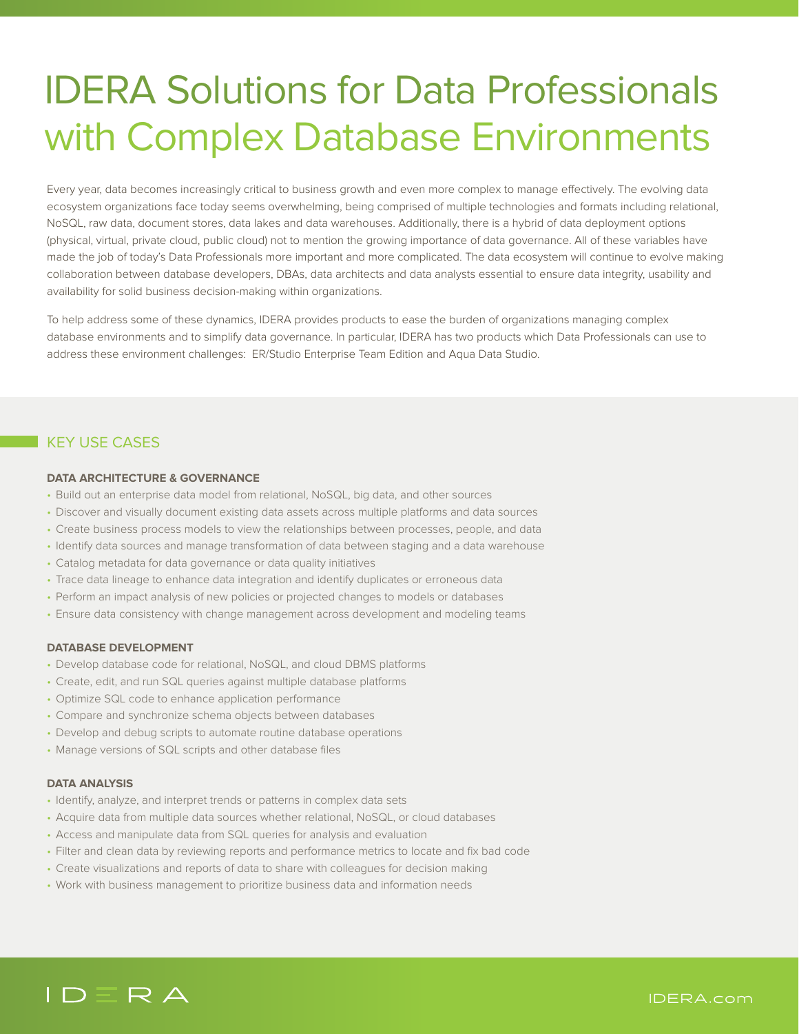# IDERA Solutions for Data Professionals with Complex Database Environments

Every year, data becomes increasingly critical to business growth and even more complex to manage effectively. The evolving data ecosystem organizations face today seems overwhelming, being comprised of multiple technologies and formats including relational, NoSQL, raw data, document stores, data lakes and data warehouses. Additionally, there is a hybrid of data deployment options (physical, virtual, private cloud, public cloud) not to mention the growing importance of data governance. All of these variables have made the job of today's Data Professionals more important and more complicated. The data ecosystem will continue to evolve making collaboration between database developers, DBAs, data architects and data analysts essential to ensure data integrity, usability and availability for solid business decision-making within organizations.

To help address some of these dynamics, IDERA provides products to ease the burden of organizations managing complex database environments and to simplify data governance. In particular, IDERA has two products which Data Professionals can use to address these environment challenges: ER/Studio Enterprise Team Edition and Aqua Data Studio.

## KEY USE CASES

### DATA ARCHITECTURE & GOVERNANCE

- Build out an enterprise data model from relational, NoSQL, big data, and other sources
- Discover and visually document existing data assets across multiple platforms and data sources
- Create business process models to view the relationships between processes, people, and data
- Identify data sources and manage transformation of data between staging and a data warehouse
- Catalog metadata for data governance or data quality initiatives
- Trace data lineage to enhance data integration and identify duplicates or erroneous data
- Perform an impact analysis of new policies or projected changes to models or databases
- Ensure data consistency with change management across development and modeling teams

### DATABASE DEVELOPMENT

- Develop database code for relational, NoSQL, and cloud DBMS platforms
- Create, edit, and run SQL queries against multiple database platforms
- Optimize SQL code to enhance application performance
- Compare and synchronize schema objects between databases
- Develop and debug scripts to automate routine database operations
- Manage versions of SQL scripts and other database files

### DATA ANALYSIS

- Identify, analyze, and interpret trends or patterns in complex data sets
- Acquire data from multiple data sources whether relational, NoSQL, or cloud databases
- Access and manipulate data from SQL queries for analysis and evaluation
- Filter and clean data by reviewing reports and performance metrics to locate and fix bad code
- Create visualizations and reports of data to share with colleagues for decision making
- Work with business management to prioritize business data and information needs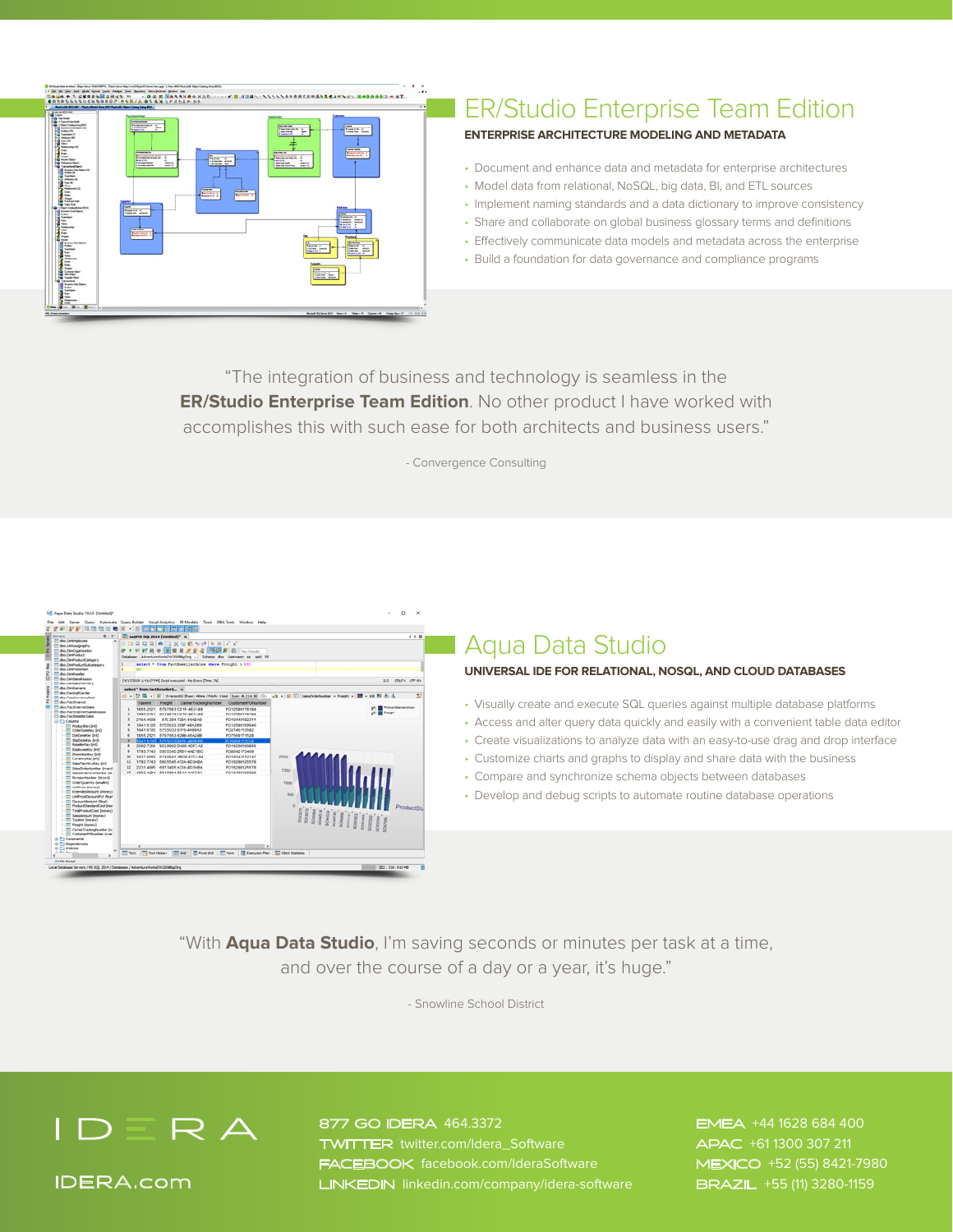## ER/Studio Enterprise Team Edition

### ENTERPRISE ARCHITECTURE MODELING AND METADATA

- Document and enhance data and metadata for enterprise architectures
- Model data from relational, NoSQL, big data, BI, and ETL sources
- Implement naming standards and a data dictionary to improve consistency
- Share and collaborate on global business glossary terms and definitions
- Effectively communicate data models and metadata across the enterprise
- Build a foundation for data governance and compliance programs

"The integration of business and technology is seamless in the **ER/Studio Enterprise Team Edition**. No other product I have worked with accomplishes this with such ease for both architects and business users."

- Convergence Consulting

## Aqua Data Studio

### UNIVERSAL IDE FOR RELATIONAL, NOSQL, AND CLOUD DATABASES

- Visually create and execute SQL queries against multiple database platforms
- Access and alter query data quickly and easily with a convenient table data editor
- Create visualizations to analyze data with an easy-to-use drag and drop interface
- Customize charts and graphs to display and share data with the business
- Compare and synchronize schema objects between databases
- Develop and debug scripts to automate routine database operations

"With **Aqua Data Studio**, I'm saving seconds or minutes per task at a time, and over the course of a day or a year, it's huge."

- Snowline School District

IDERA

IDERA.com

877 GO IDERA 464.3372
TWITTER twitter.com/Idera_Software
FACEBOOK facebook.com/IderaSoftware
LINKEDIN linkedin.com/company/idera-software

EMEA +44 1628 684 400
APAC +61 1300 307 211
MEXICO +52 (55) 8421-7980
BRAZIL +55 (11) 3280-1159